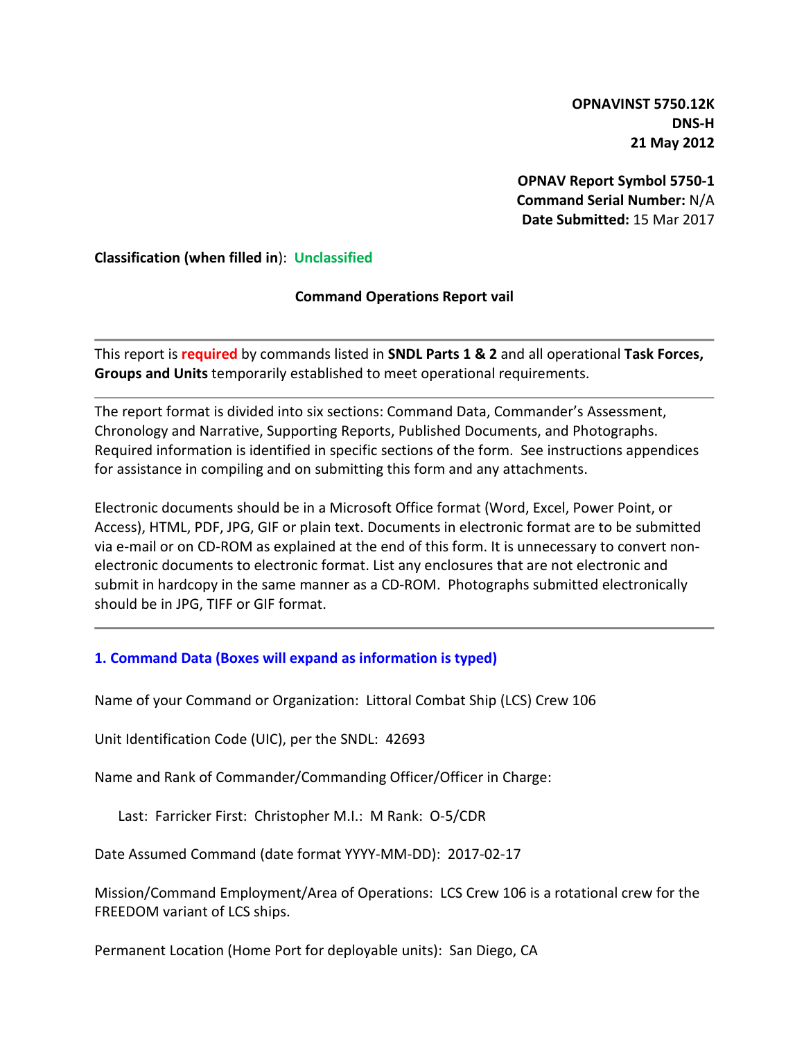**OPNAVINST 5750.12K**
**DNS-H**
**21 May 2012**

**OPNAV Report Symbol 5750-1**
**Command Serial Number:** N/A
**Date Submitted:** 15 Mar 2017

**Classification (when filled in)**: **Unclassified**

**Command Operations Report vail**

---

This report is **required** by commands listed in **SNDL Parts 1 & 2** and all operational **Task Forces, Groups and Units** temporarily established to meet operational requirements.

---

The report format is divided into six sections: Command Data, Commander's Assessment, Chronology and Narrative, Supporting Reports, Published Documents, and Photographs. Required information is identified in specific sections of the form. See instructions appendices for assistance in compiling and on submitting this form and any attachments.

Electronic documents should be in a Microsoft Office format (Word, Excel, Power Point, or Access), HTML, PDF, JPG, GIF or plain text. Documents in electronic format are to be submitted via e-mail or on CD-ROM as explained at the end of this form. It is unnecessary to convert non-electronic documents to electronic format. List any enclosures that are not electronic and submit in hardcopy in the same manner as a CD-ROM. Photographs submitted electronically should be in JPG, TIFF or GIF format.

---

## 1. Command Data (Boxes will expand as information is typed)

Name of your Command or Organization: Littoral Combat Ship (LCS) Crew 106

Unit Identification Code (UIC), per the SNDL: 42693

Name and Rank of Commander/Commanding Officer/Officer in Charge:

Last: Farricker First: Christopher M.I.: M Rank: O-5/CDR

Date Assumed Command (date format YYYY-MM-DD): 2017-02-17

Mission/Command Employment/Area of Operations: LCS Crew 106 is a rotational crew for the FREEDOM variant of LCS ships.

Permanent Location (Home Port for deployable units): San Diego, CA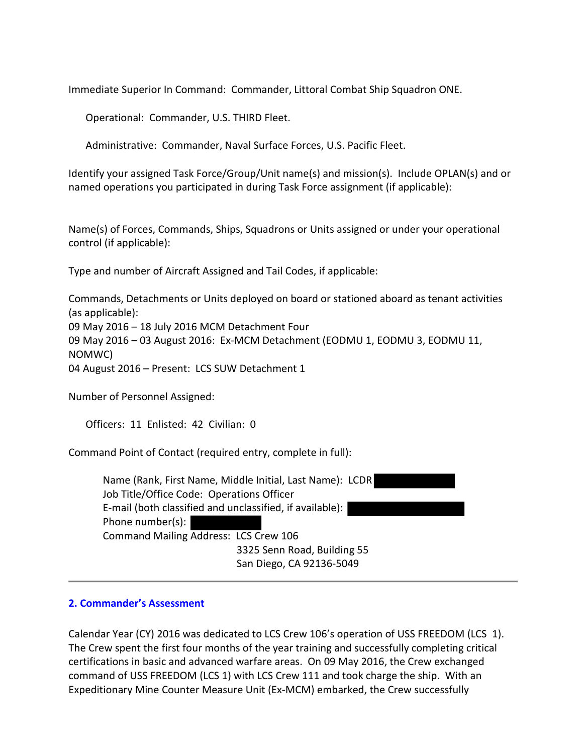Immediate Superior In Command: Commander, Littoral Combat Ship Squadron ONE.

Operational: Commander, U.S. THIRD Fleet.

Administrative: Commander, Naval Surface Forces, U.S. Pacific Fleet.

Identify your assigned Task Force/Group/Unit name(s) and mission(s). Include OPLAN(s) and or named operations you participated in during Task Force assignment (if applicable):

Name(s) of Forces, Commands, Ships, Squadrons or Units assigned or under your operational control (if applicable):

Type and number of Aircraft Assigned and Tail Codes, if applicable:

Commands, Detachments or Units deployed on board or stationed aboard as tenant activities (as applicable):
09 May 2016 – 18 July 2016 MCM Detachment Four
09 May 2016 – 03 August 2016: Ex-MCM Detachment (EODMU 1, EODMU 3, EODMU 11, NOMWC)
04 August 2016 – Present: LCS SUW Detachment 1

Number of Personnel Assigned:

Officers: 11 Enlisted: 42 Civilian: 0

Command Point of Contact (required entry, complete in full):

Name (Rank, First Name, Middle Initial, Last Name): LCDR [REDACTED]
Job Title/Office Code: Operations Officer
E-mail (both classified and unclassified, if available): [REDACTED]
Phone number(s): [REDACTED]
Command Mailing Address: LCS Crew 106
3325 Senn Road, Building 55
San Diego, CA 92136-5049

---

## 2. Commander's Assessment

Calendar Year (CY) 2016 was dedicated to LCS Crew 106's operation of USS FREEDOM (LCS 1). The Crew spent the first four months of the year training and successfully completing critical certifications in basic and advanced warfare areas. On 09 May 2016, the Crew exchanged command of USS FREEDOM (LCS 1) with LCS Crew 111 and took charge the ship. With an Expeditionary Mine Counter Measure Unit (Ex-MCM) embarked, the Crew successfully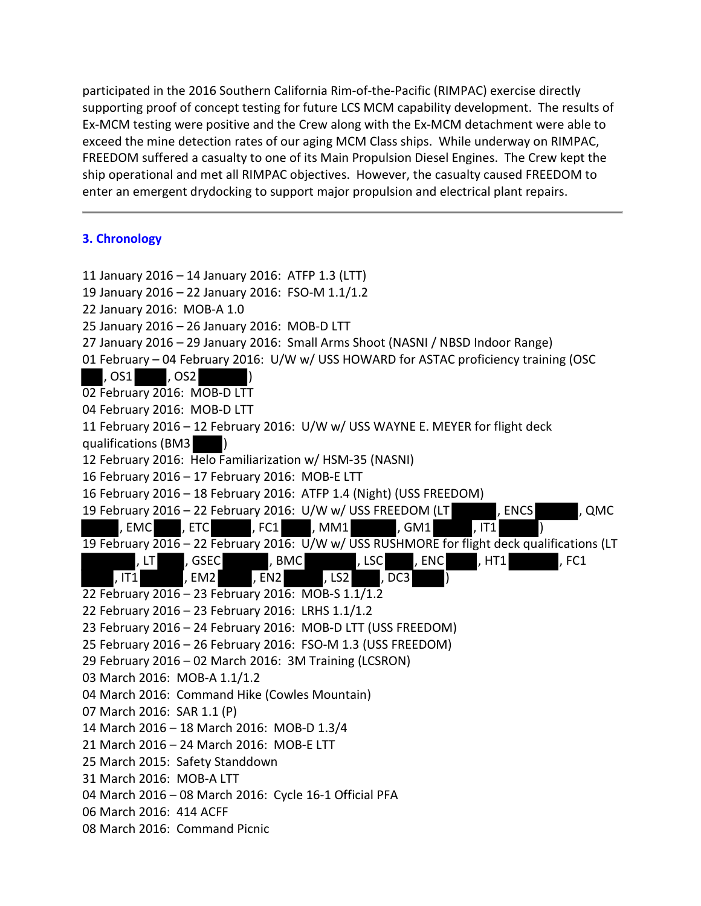participated in the 2016 Southern California Rim-of-the-Pacific (RIMPAC) exercise directly supporting proof of concept testing for future LCS MCM capability development. The results of Ex-MCM testing were positive and the Crew along with the Ex-MCM detachment were able to exceed the mine detection rates of our aging MCM Class ships. While underway on RIMPAC, FREEDOM suffered a casualty to one of its Main Propulsion Diesel Engines. The Crew kept the ship operational and met all RIMPAC objectives. However, the casualty caused FREEDOM to enter an emergent drydocking to support major propulsion and electrical plant repairs.

---

## 3. Chronology

11 January 2016 – 14 January 2016: ATFP 1.3 (LTT)
19 January 2016 – 22 January 2016: FSO-M 1.1/1.2
22 January 2016: MOB-A 1.0
25 January 2016 – 26 January 2016: MOB-D LTT
27 January 2016 – 29 January 2016: Small Arms Shoot (NASNI / NBSD Indoor Range)
01 February – 04 February 2016: U/W w/ USS HOWARD for ASTAC proficiency training (OSC ████, OS1 ████, OS2 ████)
02 February 2016: MOB-D LTT
04 February 2016: MOB-D LTT
11 February 2016 – 12 February 2016: U/W w/ USS WAYNE E. MEYER for flight deck qualifications (BM3 ████)
12 February 2016: Helo Familiarization w/ HSM-35 (NASNI)
16 February 2016 – 17 February 2016: MOB-E LTT
16 February 2016 – 18 February 2016: ATFP 1.4 (Night) (USS FREEDOM)
19 February 2016 – 22 February 2016: U/W w/ USS FREEDOM (LT ████, ENCS ████, QMC ████, EMC ████, ETC ████, FC1 ████, MM1 ████, GM1 ████, IT1 ████)
19 February 2016 – 22 February 2016: U/W w/ USS RUSHMORE for flight deck qualifications (LT ████, LT ████, GSEC ████, BMC ████, LSC ████, ENC ████, HT1 ████, FC1 ████, IT1 ████, EM2 ████, EN2 ████, LS2 ████, DC3 ████)
22 February 2016 – 23 February 2016: MOB-S 1.1/1.2
22 February 2016 – 23 February 2016: LRHS 1.1/1.2
23 February 2016 – 24 February 2016: MOB-D LTT (USS FREEDOM)
25 February 2016 – 26 February 2016: FSO-M 1.3 (USS FREEDOM)
29 February 2016 – 02 March 2016: 3M Training (LCSRON)
03 March 2016: MOB-A 1.1/1.2
04 March 2016: Command Hike (Cowles Mountain)
07 March 2016: SAR 1.1 (P)
14 March 2016 – 18 March 2016: MOB-D 1.3/4
21 March 2016 – 24 March 2016: MOB-E LTT
25 March 2015: Safety Standdown
31 March 2016: MOB-A LTT
04 March 2016 – 08 March 2016: Cycle 16-1 Official PFA
06 March 2016: 414 ACFF
08 March 2016: Command Picnic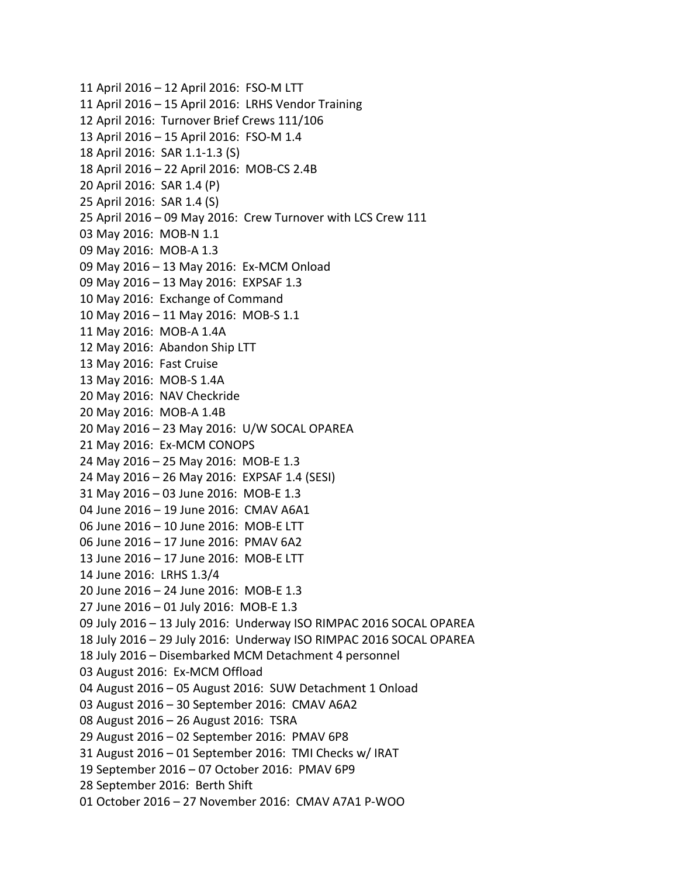11 April 2016 – 12 April 2016: FSO-M LTT
11 April 2016 – 15 April 2016: LRHS Vendor Training
12 April 2016: Turnover Brief Crews 111/106
13 April 2016 – 15 April 2016: FSO-M 1.4
18 April 2016: SAR 1.1-1.3 (S)
18 April 2016 – 22 April 2016: MOB-CS 2.4B
20 April 2016: SAR 1.4 (P)
25 April 2016: SAR 1.4 (S)
25 April 2016 – 09 May 2016: Crew Turnover with LCS Crew 111
03 May 2016: MOB-N 1.1
09 May 2016: MOB-A 1.3
09 May 2016 – 13 May 2016: Ex-MCM Onload
09 May 2016 – 13 May 2016: EXPSAF 1.3
10 May 2016: Exchange of Command
10 May 2016 – 11 May 2016: MOB-S 1.1
11 May 2016: MOB-A 1.4A
12 May 2016: Abandon Ship LTT
13 May 2016: Fast Cruise
13 May 2016: MOB-S 1.4A
20 May 2016: NAV Checkride
20 May 2016: MOB-A 1.4B
20 May 2016 – 23 May 2016: U/W SOCAL OPAREA
21 May 2016: Ex-MCM CONOPS
24 May 2016 – 25 May 2016: MOB-E 1.3
24 May 2016 – 26 May 2016: EXPSAF 1.4 (SESI)
31 May 2016 – 03 June 2016: MOB-E 1.3
04 June 2016 – 19 June 2016: CMAV A6A1
06 June 2016 – 10 June 2016: MOB-E LTT
06 June 2016 – 17 June 2016: PMAV 6A2
13 June 2016 – 17 June 2016: MOB-E LTT
14 June 2016: LRHS 1.3/4
20 June 2016 – 24 June 2016: MOB-E 1.3
27 June 2016 – 01 July 2016: MOB-E 1.3
09 July 2016 – 13 July 2016: Underway ISO RIMPAC 2016 SOCAL OPAREA
18 July 2016 – 29 July 2016: Underway ISO RIMPAC 2016 SOCAL OPAREA
18 July 2016 – Disembarked MCM Detachment 4 personnel
03 August 2016: Ex-MCM Offload
04 August 2016 – 05 August 2016: SUW Detachment 1 Onload
03 August 2016 – 30 September 2016: CMAV A6A2
08 August 2016 – 26 August 2016: TSRA
29 August 2016 – 02 September 2016: PMAV 6P8
31 August 2016 – 01 September 2016: TMI Checks w/ IRAT
19 September 2016 – 07 October 2016: PMAV 6P9
28 September 2016: Berth Shift
01 October 2016 – 27 November 2016: CMAV A7A1 P-WOO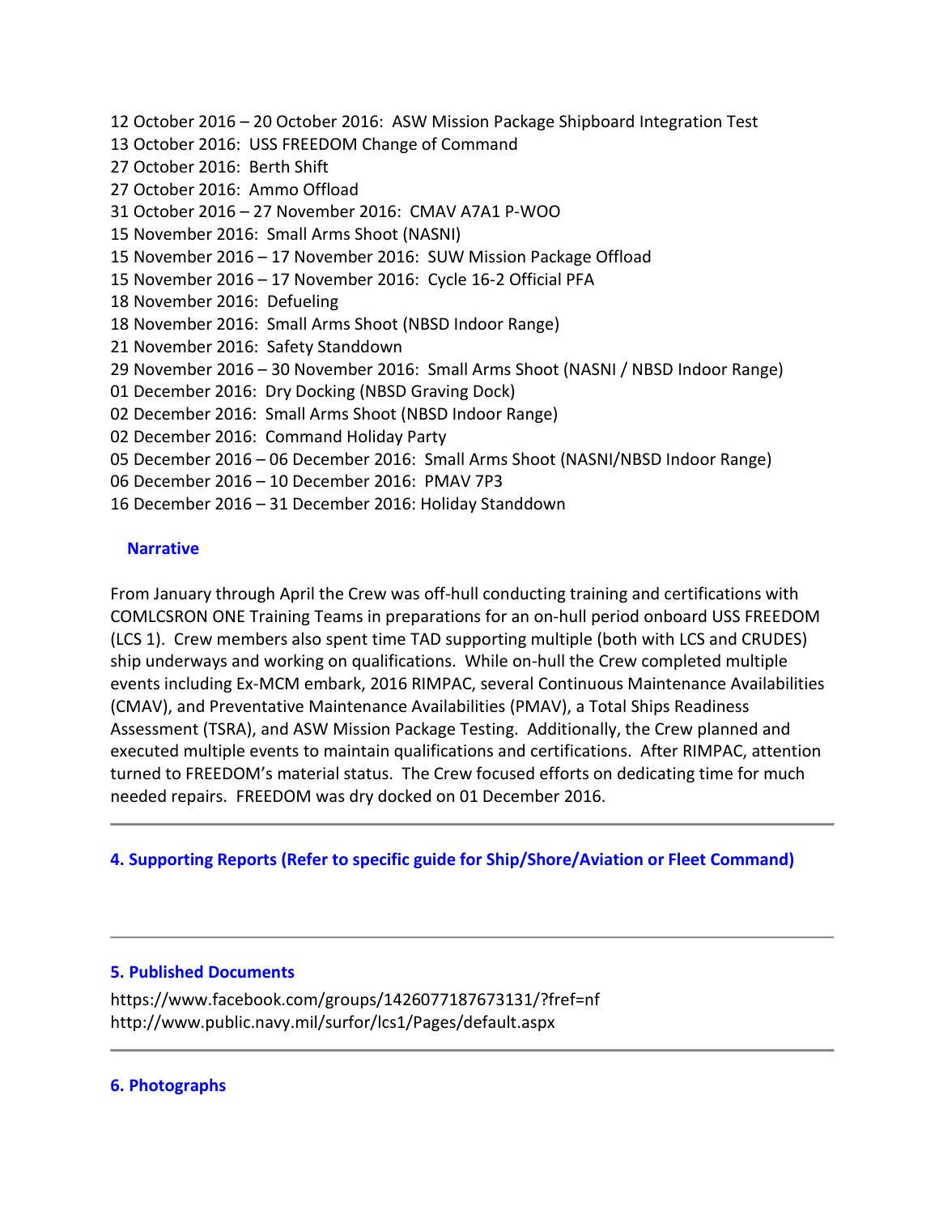12 October 2016 – 20 October 2016:  ASW Mission Package Shipboard Integration Test
13 October 2016:  USS FREEDOM Change of Command
27 October 2016:  Berth Shift
27 October 2016:  Ammo Offload
31 October 2016 – 27 November 2016:  CMAV A7A1 P-WOO
15 November 2016:  Small Arms Shoot (NASNI)
15 November 2016 – 17 November 2016:  SUW Mission Package Offload
15 November 2016 – 17 November 2016:  Cycle 16-2 Official PFA
18 November 2016:  Defueling
18 November 2016:  Small Arms Shoot (NBSD Indoor Range)
21 November 2016:  Safety Standdown
29 November 2016 – 30 November 2016:  Small Arms Shoot (NASNI / NBSD Indoor Range)
01 December 2016:  Dry Docking (NBSD Graving Dock)
02 December 2016:  Small Arms Shoot (NBSD Indoor Range)
02 December 2016:  Command Holiday Party
05 December 2016 – 06 December 2016:  Small Arms Shoot (NASNI/NBSD Indoor Range)
06 December 2016 – 10 December 2016:  PMAV 7P3
16 December 2016 – 31 December 2016: Holiday Standdown

### Narrative

From January through April the Crew was off-hull conducting training and certifications with COMLCSRON ONE Training Teams in preparations for an on-hull period onboard USS FREEDOM (LCS 1).  Crew members also spent time TAD supporting multiple (both with LCS and CRUDES) ship underways and working on qualifications.  While on-hull the Crew completed multiple events including Ex-MCM embark, 2016 RIMPAC, several Continuous Maintenance Availabilities (CMAV), and Preventative Maintenance Availabilities (PMAV), a Total Ships Readiness Assessment (TSRA), and ASW Mission Package Testing.  Additionally, the Crew planned and executed multiple events to maintain qualifications and certifications.  After RIMPAC, attention turned to FREEDOM's material status.  The Crew focused efforts on dedicating time for much needed repairs.  FREEDOM was dry docked on 01 December 2016.

---

## 4. Supporting Reports (Refer to specific guide for Ship/Shore/Aviation or Fleet Command)

---

## 5. Published Documents

https://www.facebook.com/groups/1426077187673131/?fref=nf
http://www.public.navy.mil/surfor/lcs1/Pages/default.aspx

---

## 6. Photographs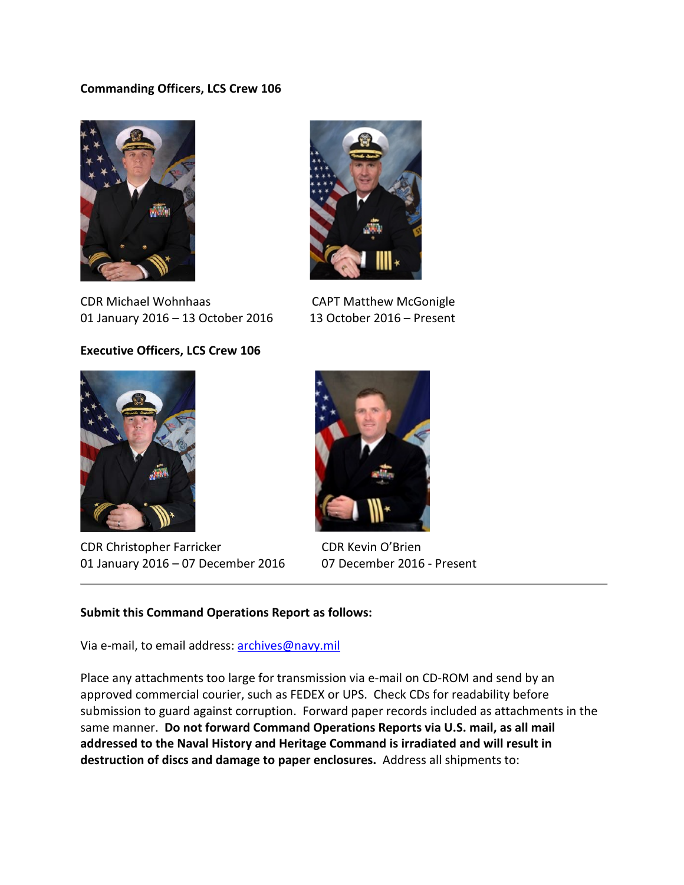**Commanding Officers, LCS Crew 106**

CDR Michael Wohnhaas
01 January 2016 – 13 October 2016

CAPT Matthew McGonigle
13 October 2016 – Present

**Executive Officers, LCS Crew 106**

CDR Christopher Farricker
01 January 2016 – 07 December 2016

CDR Kevin O'Brien
07 December 2016 - Present

---

**Submit this Command Operations Report as follows:**

Via e-mail, to email address: archives@navy.mil

Place any attachments too large for transmission via e-mail on CD-ROM and send by an approved commercial courier, such as FEDEX or UPS. Check CDs for readability before submission to guard against corruption. Forward paper records included as attachments in the same manner. **Do not forward Command Operations Reports via U.S. mail, as all mail addressed to the Naval History and Heritage Command is irradiated and will result in destruction of discs and damage to paper enclosures.** Address all shipments to: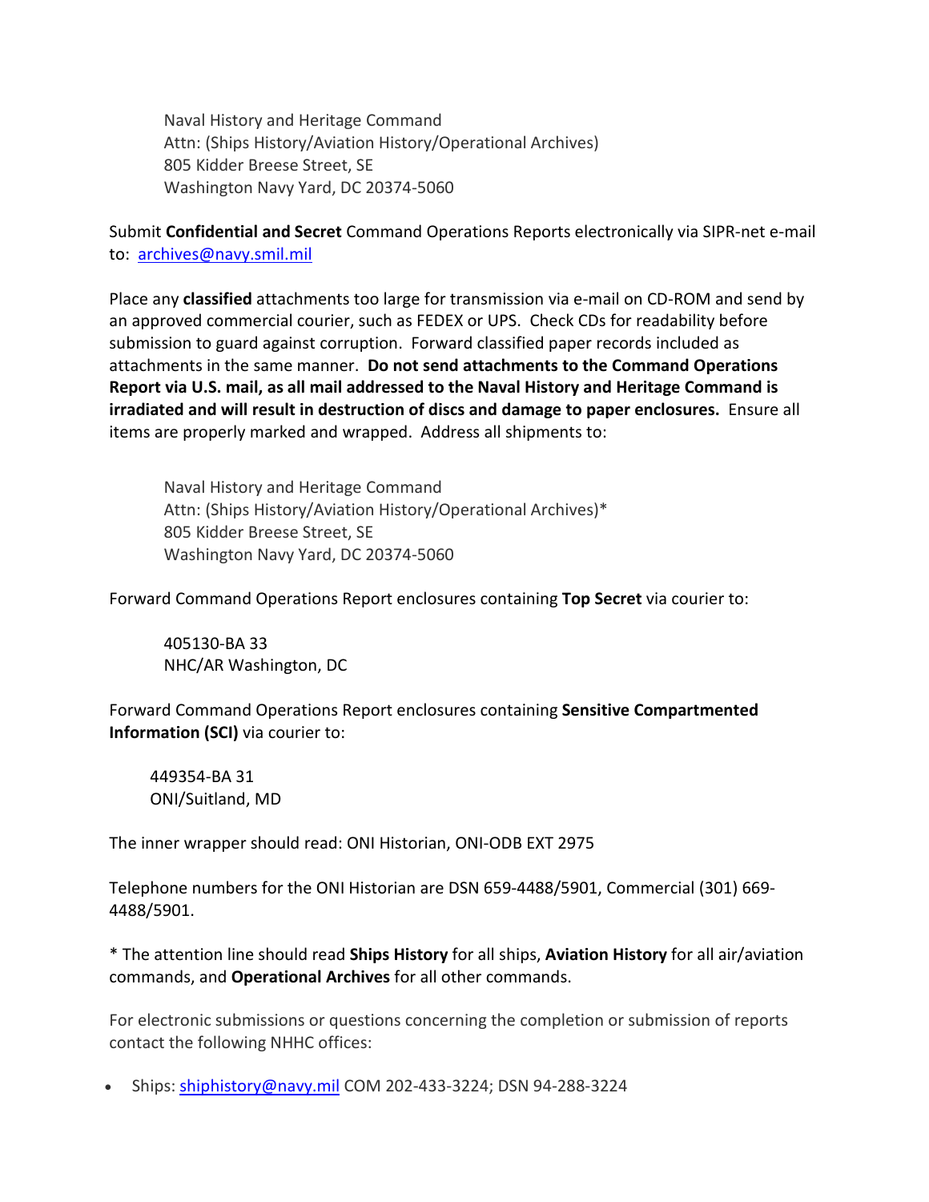Naval History and Heritage Command
Attn: (Ships History/Aviation History/Operational Archives)
805 Kidder Breese Street, SE
Washington Navy Yard, DC 20374-5060

Submit **Confidential and Secret** Command Operations Reports electronically via SIPR-net e-mail to: archives@navy.smil.mil

Place any **classified** attachments too large for transmission via e-mail on CD-ROM and send by an approved commercial courier, such as FEDEX or UPS. Check CDs for readability before submission to guard against corruption. Forward classified paper records included as attachments in the same manner. **Do not send attachments to the Command Operations Report via U.S. mail, as all mail addressed to the Naval History and Heritage Command is irradiated and will result in destruction of discs and damage to paper enclosures.** Ensure all items are properly marked and wrapped. Address all shipments to:

Naval History and Heritage Command
Attn: (Ships History/Aviation History/Operational Archives)*
805 Kidder Breese Street, SE
Washington Navy Yard, DC 20374-5060

Forward Command Operations Report enclosures containing **Top Secret** via courier to:

405130-BA 33
NHC/AR Washington, DC

Forward Command Operations Report enclosures containing **Sensitive Compartmented Information (SCI)** via courier to:

449354-BA 31
ONI/Suitland, MD

The inner wrapper should read: ONI Historian, ONI-ODB EXT 2975

Telephone numbers for the ONI Historian are DSN 659-4488/5901, Commercial (301) 669-4488/5901.

* The attention line should read **Ships History** for all ships, **Aviation History** for all air/aviation commands, and **Operational Archives** for all other commands.

For electronic submissions or questions concerning the completion or submission of reports contact the following NHHC offices:

- Ships: shiphistory@navy.mil COM 202-433-3224; DSN 94-288-3224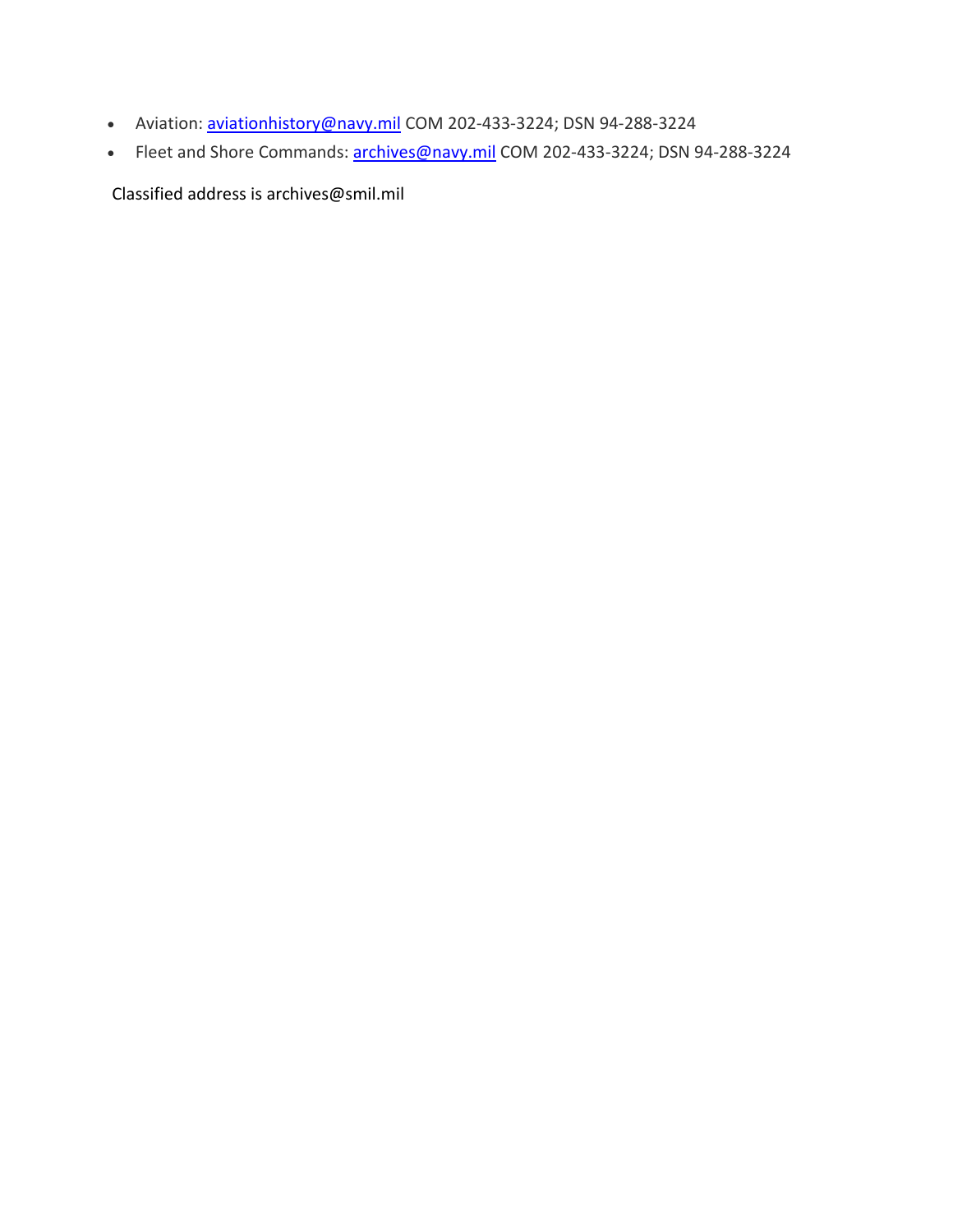- Aviation: aviationhistory@navy.mil COM 202-433-3224; DSN 94-288-3224
- Fleet and Shore Commands: archives@navy.mil COM 202-433-3224; DSN 94-288-3224

Classified address is archives@smil.mil